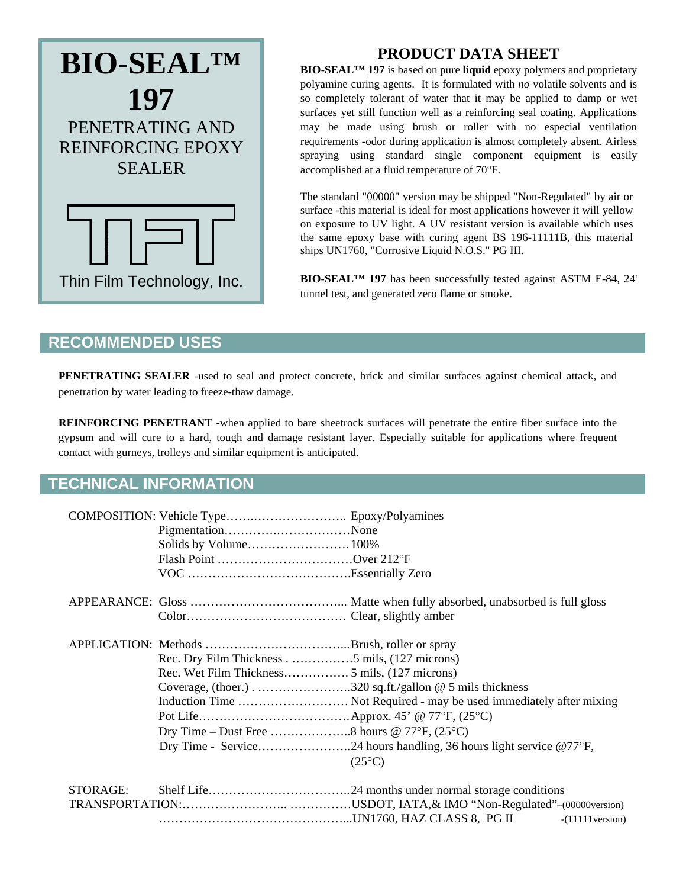# BIO-SEAL™ 197

PENETRATING AND REINFORCING EPOXY SEALER

Thin Film Technology, Inc.

## PRODUCT DATA SHEET

**BIO-SEAL™ 197** is based on pure **liquid** epoxy polymers and proprietary polyamine curing agents. It is formulated with *no* volatile solvents and is so completely tolerant of water that it may be applied to damp or wet surfaces yet still function well as a reinforcing seal coating. Applications may be made using brush or roller with no especial ventilation requirements -odor during application is almost completely absent. Airless spraying using standard single component equipment is easily accomplished at a fluid temperature of 70°F.

The standard "00000" version may be shipped "Non-Regulated" by air or surface -this material is ideal for most applications however it will yellow on exposure to UV light. A UV resistant version is available which uses the same epoxy base with curing agent BS 196-11111B, this material ships UN1760, "Corrosive Liquid N.O.S." PG III.

**BIO-SEAL™ 197** has been successfully tested against ASTM E-84, 24' tunnel test, and generated zero flame or smoke.

## RECOMMENDED USES

**PENETRATING SEALER** -used to seal and protect concrete, brick and similar surfaces against chemical attack, and penetration by water leading to freeze-thaw damage.

**REINFORCING PENETRANT** -when applied to bare sheetrock surfaces will penetrate the entire fiber surface into the gypsum and will cure to a hard, tough and damage resistant layer. Especially suitable for applications where frequent contact with gurneys, trolleys and similar equipment is anticipated.

## TECHNICAL INFORMATION

| | | |
|---|---|---|
| COMPOSITION: | Vehicle Type | Epoxy/Polyamines |
| | Pigmentation | None |
| | Solids by Volume | 100% |
| | Flash Point | Over 212°F |
| | VOC | Essentially Zero |
| APPEARANCE: | Gloss | Matte when fully absorbed, unabsorbed is full gloss |
| | Color | Clear, slightly amber |
| APPLICATION: | Methods | Brush, roller or spray |
| | Rec. Dry Film Thickness | 5 mils, (127 microns) |
| | Rec. Wet Film Thickness | 5 mils, (127 microns) |
| | Coverage, (thoer.) | 320 sq.ft./gallon @ 5 mils thickness |
| | Induction Time | Not Required - may be used immediately after mixing |
| | Pot Life | Approx. 45' @ 77°F, (25°C) |
| | Dry Time – Dust Free | 8 hours @ 77°F, (25°C) |
| | Dry Time - Service | 24 hours handling, 36 hours light service @77°F, (25°C) |
| STORAGE: | Shelf Life | 24 months under normal storage conditions |
| TRANSPORTATION: | | USDOT, IATA,& IMO "Non-Regulated"–(00000version) |
| | | UN1760, HAZ CLASS 8, PG II -(11111version) |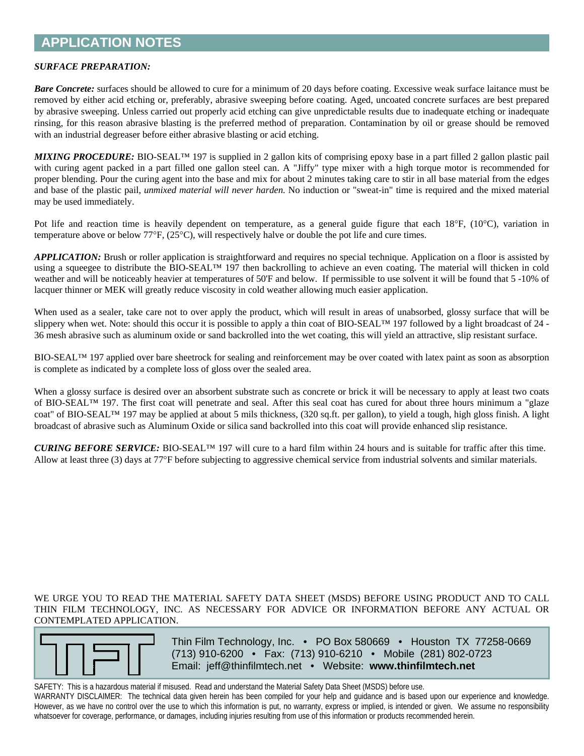## APPLICATION NOTES

***SURFACE PREPARATION:***

***Bare Concrete:*** surfaces should be allowed to cure for a minimum of 20 days before coating. Excessive weak surface laitance must be removed by either acid etching or, preferably, abrasive sweeping before coating. Aged, uncoated concrete surfaces are best prepared by abrasive sweeping. Unless carried out properly acid etching can give unpredictable results due to inadequate etching or inadequate rinsing, for this reason abrasive blasting is the preferred method of preparation. Contamination by oil or grease should be removed with an industrial degreaser before either abrasive blasting or acid etching.

***MIXING PROCEDURE:*** BIO-SEAL™ 197 is supplied in 2 gallon kits of comprising epoxy base in a part filled 2 gallon plastic pail with curing agent packed in a part filled one gallon steel can. A "Jiffy" type mixer with a high torque motor is recommended for proper blending. Pour the curing agent into the base and mix for about 2 minutes taking care to stir in all base material from the edges and base of the plastic pail, *unmixed material will never harden.* No induction or "sweat-in" time is required and the mixed material may be used immediately.

Pot life and reaction time is heavily dependent on temperature, as a general guide figure that each 18°F, (10°C), variation in temperature above or below 77°F, (25°C), will respectively halve or double the pot life and cure times.

***APPLICATION:*** Brush or roller application is straightforward and requires no special technique. Application on a floor is assisted by using a squeegee to distribute the BIO-SEAL™ 197 then backrolling to achieve an even coating. The material will thicken in cold weather and will be noticeably heavier at temperatures of 50'F and below. If permissible to use solvent it will be found that 5 -10% of lacquer thinner or MEK will greatly reduce viscosity in cold weather allowing much easier application.

When used as a sealer, take care not to over apply the product, which will result in areas of unabsorbed, glossy surface that will be slippery when wet. Note: should this occur it is possible to apply a thin coat of BIO-SEAL™ 197 followed by a light broadcast of 24 - 36 mesh abrasive such as aluminum oxide or sand backrolled into the wet coating, this will yield an attractive, slip resistant surface.

BIO-SEAL™ 197 applied over bare sheetrock for sealing and reinforcement may be over coated with latex paint as soon as absorption is complete as indicated by a complete loss of gloss over the sealed area.

When a glossy surface is desired over an absorbent substrate such as concrete or brick it will be necessary to apply at least two coats of BIO-SEAL™ 197. The first coat will penetrate and seal. After this seal coat has cured for about three hours minimum a "glaze coat" of BIO-SEAL™ 197 may be applied at about 5 mils thickness, (320 sq.ft. per gallon), to yield a tough, high gloss finish. A light broadcast of abrasive such as Aluminum Oxide or silica sand backrolled into this coat will provide enhanced slip resistance.

***CURING BEFORE SERVICE:*** BIO-SEAL™ 197 will cure to a hard film within 24 hours and is suitable for traffic after this time. Allow at least three (3) days at 77°F before subjecting to aggressive chemical service from industrial solvents and similar materials.

WE URGE YOU TO READ THE MATERIAL SAFETY DATA SHEET (MSDS) BEFORE USING PRODUCT AND TO CALL THIN FILM TECHNOLOGY, INC. AS NECESSARY FOR ADVICE OR INFORMATION BEFORE ANY ACTUAL OR CONTEMPLATED APPLICATION.

TFT

Thin Film Technology, Inc. • PO Box 580669 • Houston TX 77258-0669
(713) 910-6200 • Fax: (713) 910-6210 • Mobile (281) 802-0723
Email: jeff@thinfilmtech.net • Website: **www.thinfilmtech.net**

SAFETY: This is a hazardous material if misused. Read and understand the Material Safety Data Sheet (MSDS) before use.
WARRANTY DISCLAIMER: The technical data given herein has been compiled for your help and guidance and is based upon our experience and knowledge. However, as we have no control over the use to which this information is put, no warranty, express or implied, is intended or given. We assume no responsibility whatsoever for coverage, performance, or damages, including injuries resulting from use of this information or products recommended herein.